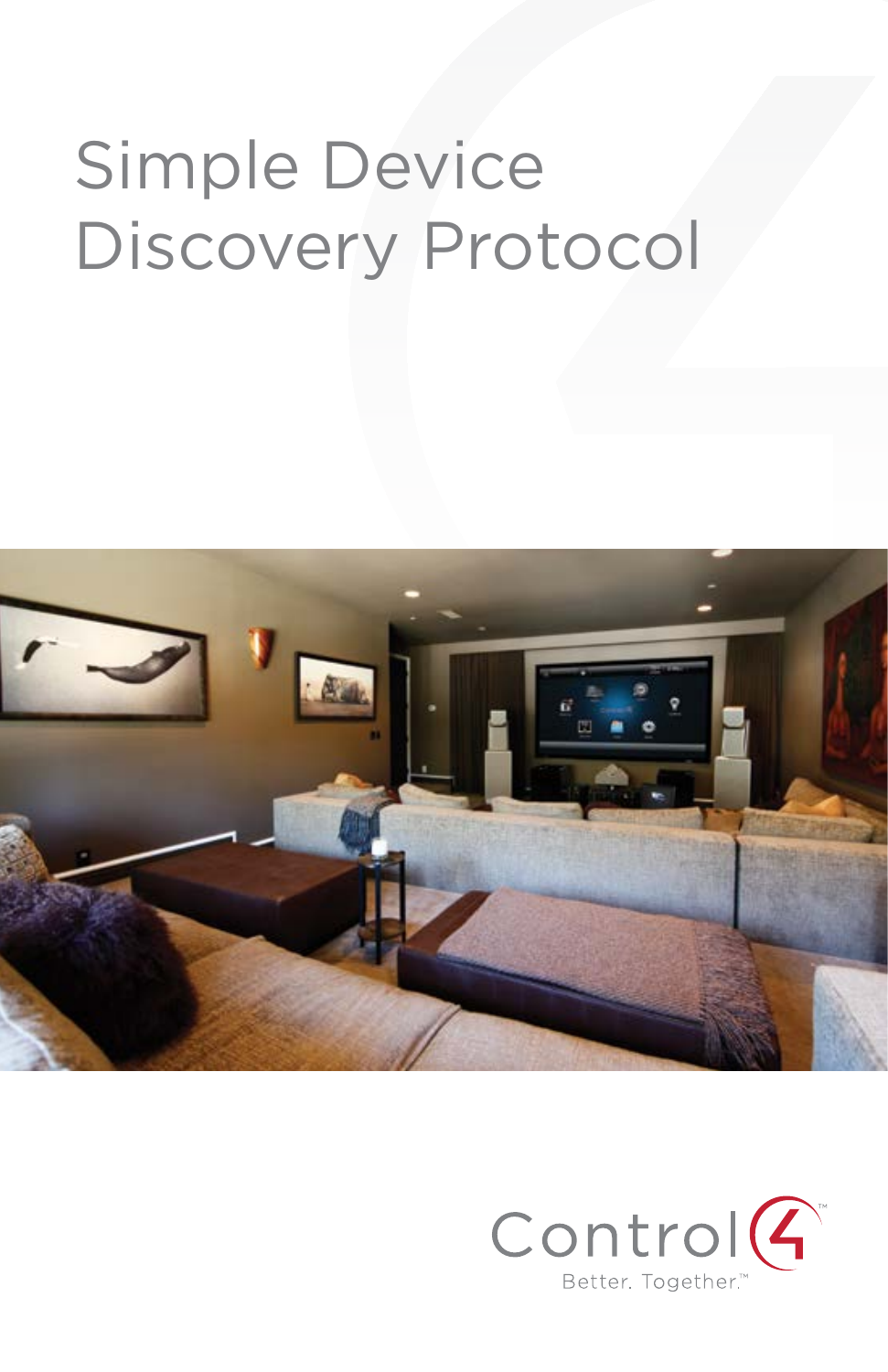# Simple Device Discovery Protocol

Control4™

Better. Together.™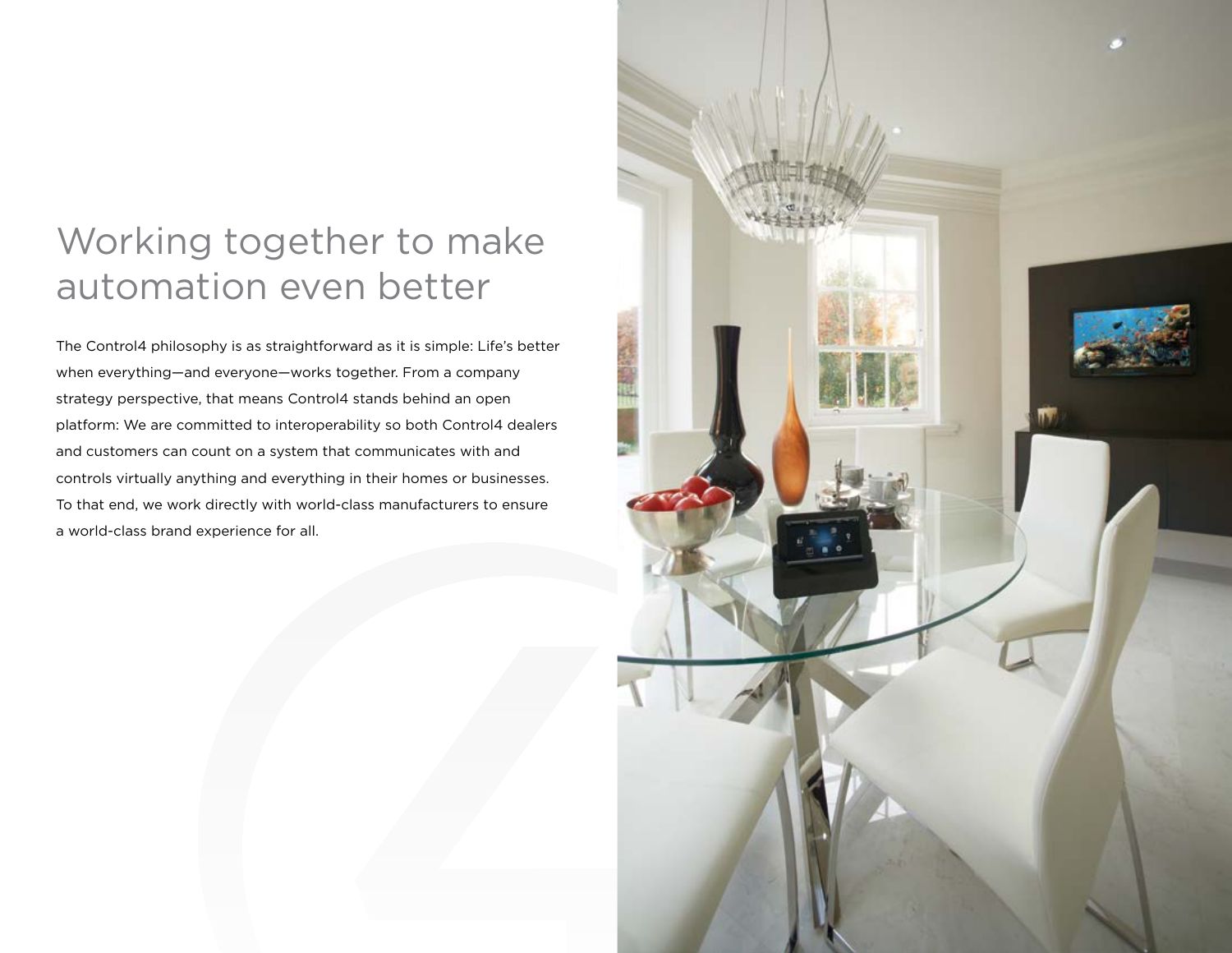# Working together to make automation even better

The Control4 philosophy is as straightforward as it is simple: Life's better when everything—and everyone—works together. From a company strategy perspective, that means Control4 stands behind an open platform: We are committed to interoperability so both Control4 dealers and customers can count on a system that communicates with and controls virtually anything and everything in their homes or businesses. To that end, we work directly with world-class manufacturers to ensure a world-class brand experience for all.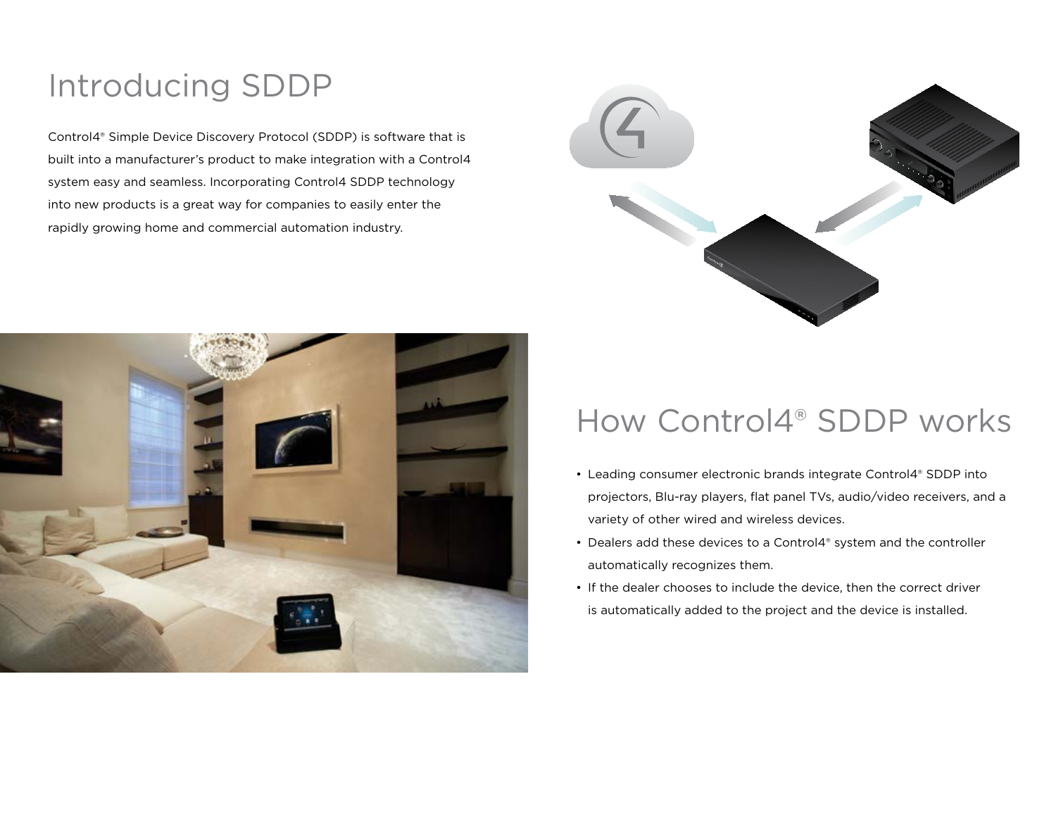# Introducing SDDP

Control4® Simple Device Discovery Protocol (SDDP) is software that is built into a manufacturer's product to make integration with a Control4 system easy and seamless. Incorporating Control4 SDDP technology into new products is a great way for companies to easily enter the rapidly growing home and commercial automation industry.

# How Control4® SDDP works

- Leading consumer electronic brands integrate Control4® SDDP into projectors, Blu-ray players, flat panel TVs, audio/video receivers, and a variety of other wired and wireless devices.
- Dealers add these devices to a Control4® system and the controller automatically recognizes them.
- If the dealer chooses to include the device, then the correct driver is automatically added to the project and the device is installed.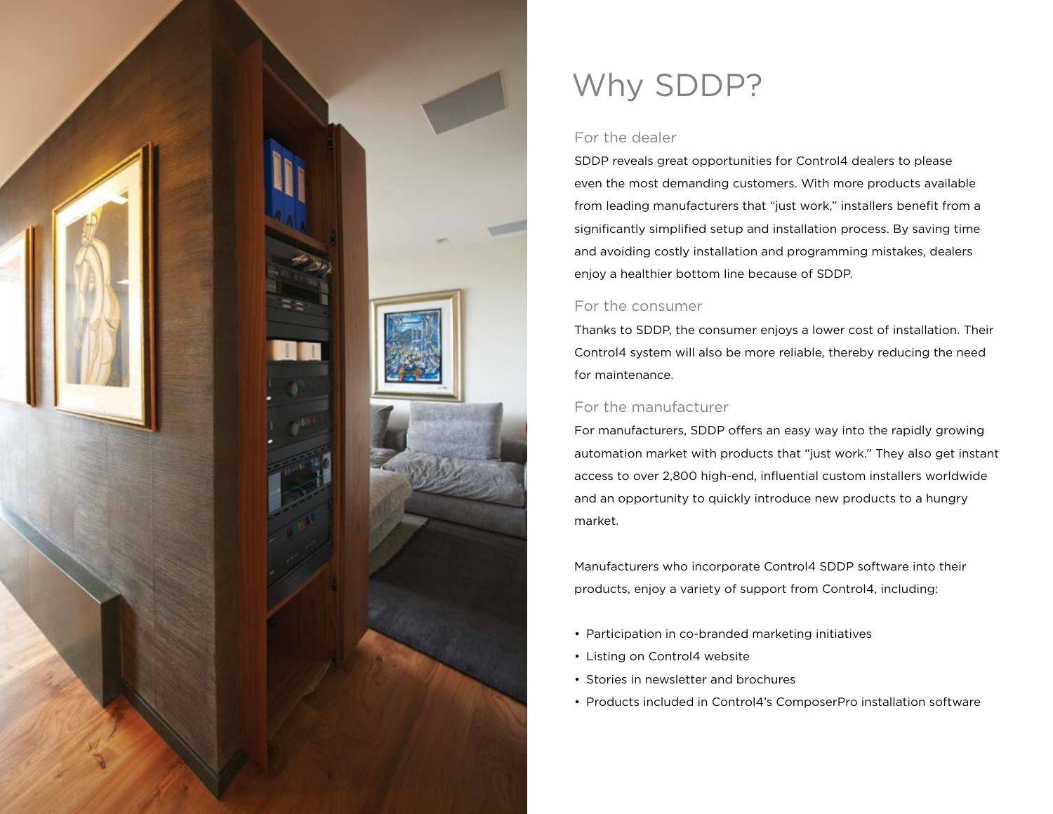# Why SDDP?

## For the dealer

SDDP reveals great opportunities for Control4 dealers to please even the most demanding customers. With more products available from leading manufacturers that "just work," installers benefit from a significantly simplified setup and installation process. By saving time and avoiding costly installation and programming mistakes, dealers enjoy a healthier bottom line because of SDDP.

## For the consumer

Thanks to SDDP, the consumer enjoys a lower cost of installation. Their Control4 system will also be more reliable, thereby reducing the need for maintenance.

## For the manufacturer

For manufacturers, SDDP offers an easy way into the rapidly growing automation market with products that "just work." They also get instant access to over 2,800 high-end, influential custom installers worldwide and an opportunity to quickly introduce new products to a hungry market.

Manufacturers who incorporate Control4 SDDP software into their products, enjoy a variety of support from Control4, including:

- Participation in co-branded marketing initiatives
- Listing on Control4 website
- Stories in newsletter and brochures
- Products included in Control4's ComposerPro installation software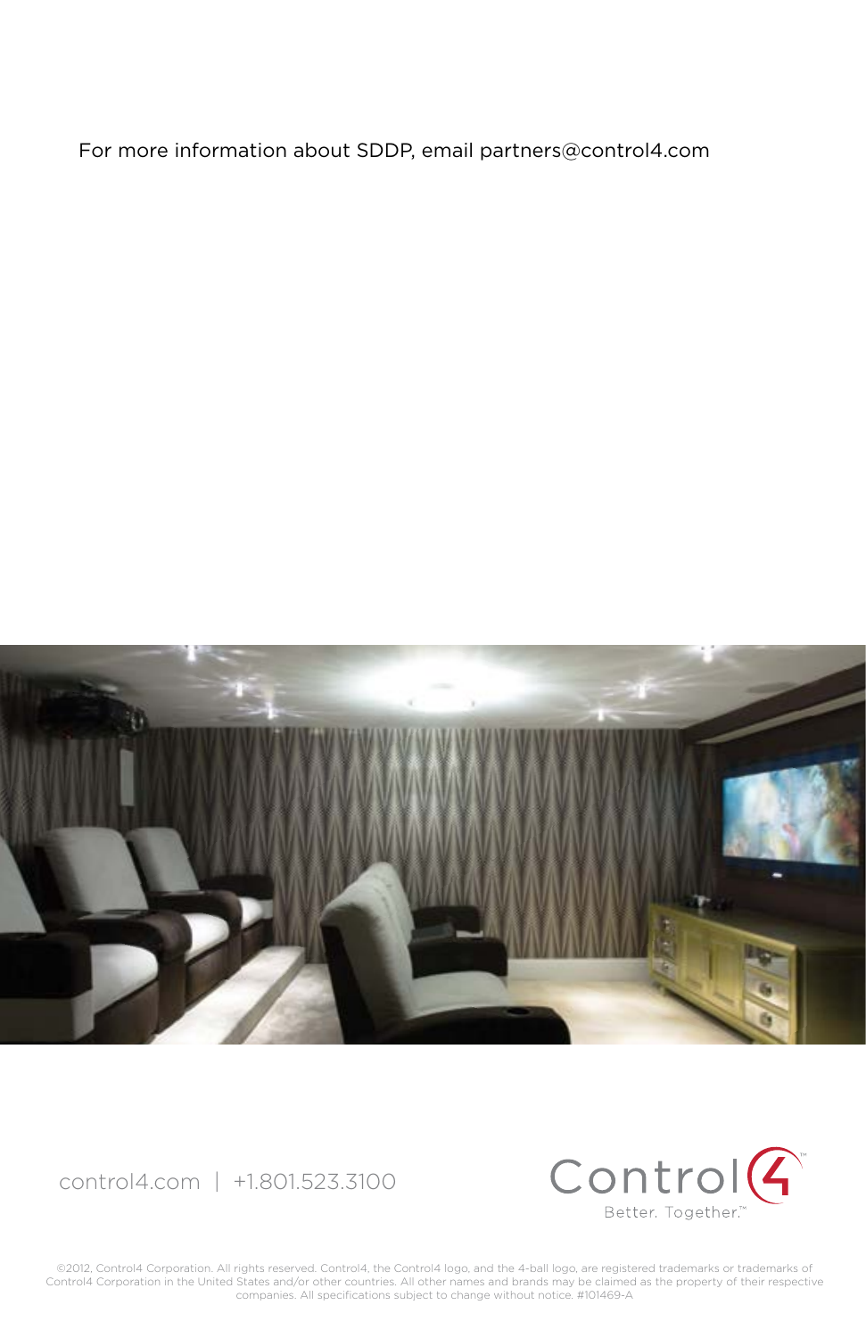For more information about SDDP, email partners@control4.com

control4.com | +1.801.523.3100

Control4

Better. Together.™

©2012, Control4 Corporation. All rights reserved. Control4, the Control4 logo, and the 4-ball logo, are registered trademarks or trademarks of Control4 Corporation in the United States and/or other countries. All other names and brands may be claimed as the property of their respective companies. All specifications subject to change without notice. #101469-A